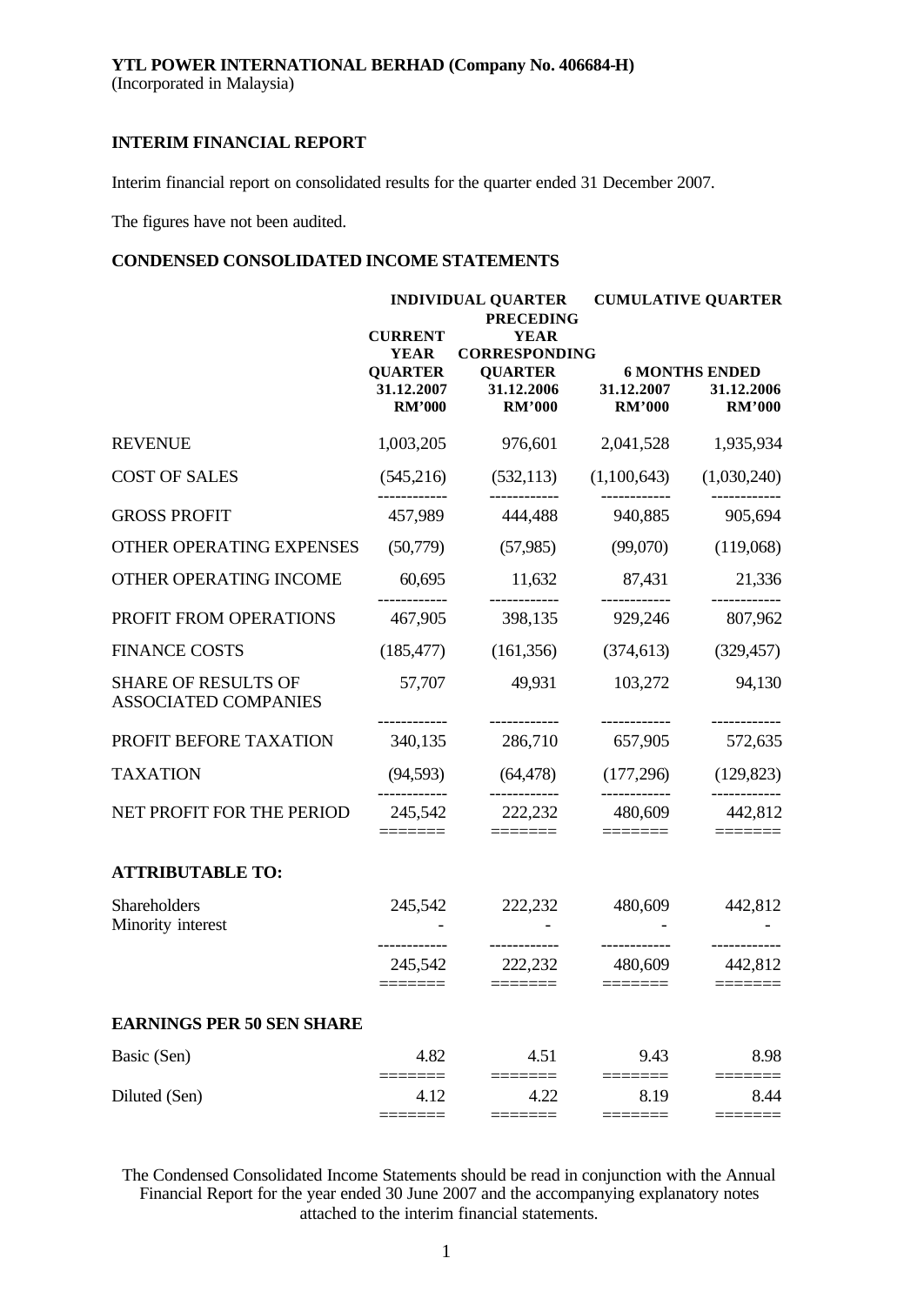**YTL POWER INTERNATIONAL BERHAD (Company No. 406684-H)**
(Incorporated in Malaysia)

**INTERIM FINANCIAL REPORT**

Interim financial report on consolidated results for the quarter ended 31 December 2007.

The figures have not been audited.

**CONDENSED CONSOLIDATED INCOME STATEMENTS**

| | INDIVIDUAL QUARTER | | CUMULATIVE QUARTER | |
|---|---|---|---|---|
| | CURRENT YEAR QUARTER | PRECEDING YEAR CORRESPONDING QUARTER | 6 MONTHS ENDED | |
| | 31.12.2007 | 31.12.2006 | 31.12.2007 | 31.12.2006 |
| | RM'000 | RM'000 | RM'000 | RM'000 |
| REVENUE | 1,003,205 | 976,601 | 2,041,528 | 1,935,934 |
| COST OF SALES | (545,216) | (532,113) | (1,100,643) | (1,030,240) |
| GROSS PROFIT | 457,989 | 444,488 | 940,885 | 905,694 |
| OTHER OPERATING EXPENSES | (50,779) | (57,985) | (99,070) | (119,068) |
| OTHER OPERATING INCOME | 60,695 | 11,632 | 87,431 | 21,336 |
| PROFIT FROM OPERATIONS | 467,905 | 398,135 | 929,246 | 807,962 |
| FINANCE COSTS | (185,477) | (161,356) | (374,613) | (329,457) |
| SHARE OF RESULTS OF ASSOCIATED COMPANIES | 57,707 | 49,931 | 103,272 | 94,130 |
| PROFIT BEFORE TAXATION | 340,135 | 286,710 | 657,905 | 572,635 |
| TAXATION | (94,593) | (64,478) | (177,296) | (129,823) |
| NET PROFIT FOR THE PERIOD | 245,542 | 222,232 | 480,609 | 442,812 |
| **ATTRIBUTABLE TO:** | | | | |
| Shareholders | 245,542 | 222,232 | 480,609 | 442,812 |
| Minority interest | - | - | - | - |
| | 245,542 | 222,232 | 480,609 | 442,812 |
| **EARNINGS PER 50 SEN SHARE** | | | | |
| Basic (Sen) | 4.82 | 4.51 | 9.43 | 8.98 |
| Diluted (Sen) | 4.12 | 4.22 | 8.19 | 8.44 |

The Condensed Consolidated Income Statements should be read in conjunction with the Annual Financial Report for the year ended 30 June 2007 and the accompanying explanatory notes attached to the interim financial statements.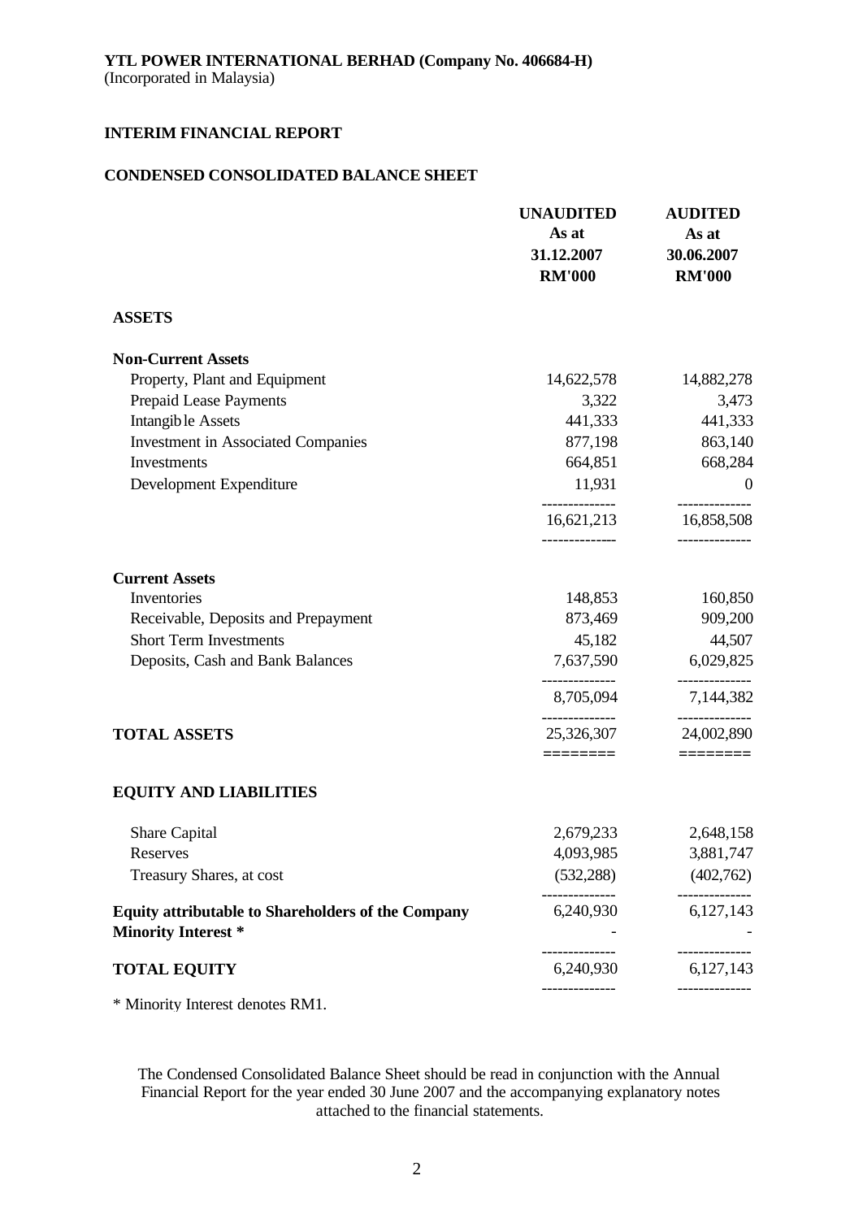**YTL POWER INTERNATIONAL BERHAD (Company No. 406684-H)**
(Incorporated in Malaysia)

**INTERIM FINANCIAL REPORT**

**CONDENSED CONSOLIDATED BALANCE SHEET**

| | UNAUDITED<br>As at<br>31.12.2007<br>RM'000 | AUDITED<br>As at<br>30.06.2007<br>RM'000 |
|---|---|---|
| **ASSETS** | | |
| **Non-Current Assets** | | |
| Property, Plant and Equipment | 14,622,578 | 14,882,278 |
| Prepaid Lease Payments | 3,322 | 3,473 |
| Intangible Assets | 441,333 | 441,333 |
| Investment in Associated Companies | 877,198 | 863,140 |
| Investments | 664,851 | 668,284 |
| Development Expenditure | 11,931 | 0 |
| | 16,621,213 | 16,858,508 |
| **Current Assets** | | |
| Inventories | 148,853 | 160,850 |
| Receivable, Deposits and Prepayment | 873,469 | 909,200 |
| Short Term Investments | 45,182 | 44,507 |
| Deposits, Cash and Bank Balances | 7,637,590 | 6,029,825 |
| | 8,705,094 | 7,144,382 |
| **TOTAL ASSETS** | 25,326,307 | 24,002,890 |
| **EQUITY AND LIABILITIES** | | |
| Share Capital | 2,679,233 | 2,648,158 |
| Reserves | 4,093,985 | 3,881,747 |
| Treasury Shares, at cost | (532,288) | (402,762) |
| **Equity attributable to Shareholders of the Company** | 6,240,930 | 6,127,143 |
| **Minority Interest *** | - | - |
| **TOTAL EQUITY** | 6,240,930 | 6,127,143 |

* Minority Interest denotes RM1.

The Condensed Consolidated Balance Sheet should be read in conjunction with the Annual Financial Report for the year ended 30 June 2007 and the accompanying explanatory notes attached to the financial statements.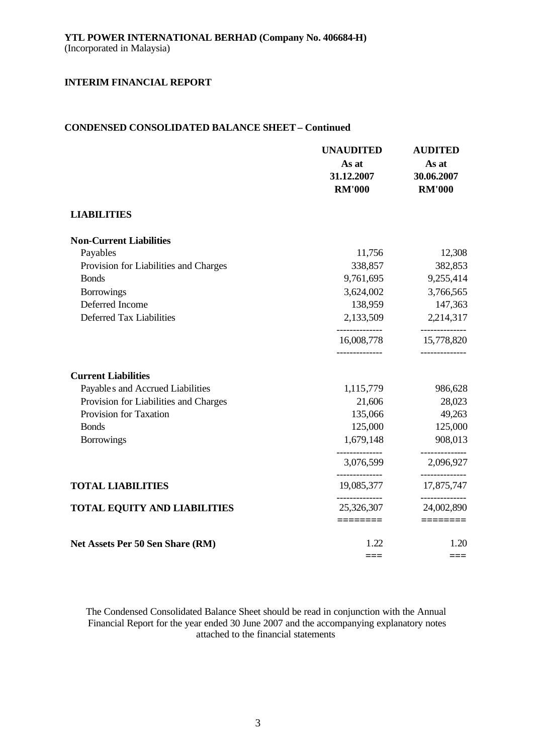**YTL POWER INTERNATIONAL BERHAD (Company No. 406684-H)**
(Incorporated in Malaysia)

**INTERIM FINANCIAL REPORT**

**CONDENSED CONSOLIDATED BALANCE SHEET – Continued**

| | UNAUDITED As at 31.12.2007 RM'000 | AUDITED As at 30.06.2007 RM'000 |
|---|---|---|
| **LIABILITIES** | | |
| **Non-Current Liabilities** | | |
| Payables | 11,756 | 12,308 |
| Provision for Liabilities and Charges | 338,857 | 382,853 |
| Bonds | 9,761,695 | 9,255,414 |
| Borrowings | 3,624,002 | 3,766,565 |
| Deferred Income | 138,959 | 147,363 |
| Deferred Tax Liabilities | 2,133,509 | 2,214,317 |
| | 16,008,778 | 15,778,820 |
| **Current Liabilities** | | |
| Payables and Accrued Liabilities | 1,115,779 | 986,628 |
| Provision for Liabilities and Charges | 21,606 | 28,023 |
| Provision for Taxation | 135,066 | 49,263 |
| Bonds | 125,000 | 125,000 |
| Borrowings | 1,679,148 | 908,013 |
| | 3,076,599 | 2,096,927 |
| **TOTAL LIABILITIES** | 19,085,377 | 17,875,747 |
| **TOTAL EQUITY AND LIABILITIES** | 25,326,307 | 24,002,890 |
| **Net Assets Per 50 Sen Share (RM)** | 1.22 | 1.20 |

The Condensed Consolidated Balance Sheet should be read in conjunction with the Annual Financial Report for the year ended 30 June 2007 and the accompanying explanatory notes attached to the financial statements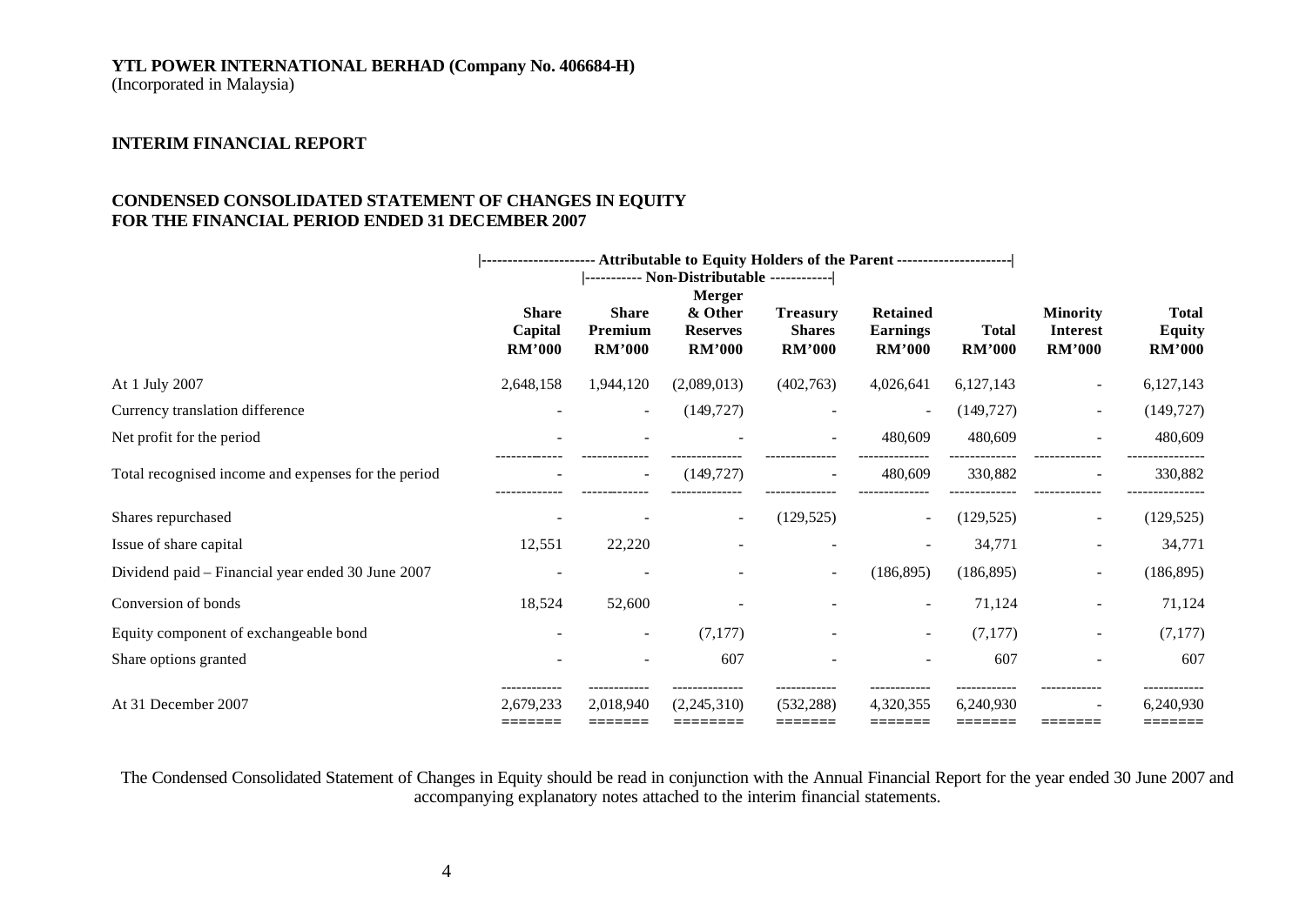**YTL POWER INTERNATIONAL BERHAD (Company No. 406684-H)**
(Incorporated in Malaysia)

## INTERIM FINANCIAL REPORT

## CONDENSED CONSOLIDATED STATEMENT OF CHANGES IN EQUITY FOR THE FINANCIAL PERIOD ENDED 31 DECEMBER 2007

| | Attributable to Equity Holders of the Parent | | | | | | | |
|---|---|---|---|---|---|---|---|---|
| | | Non-Distributable | | | | | | |
| | Share Capital RM'000 | Share Premium RM'000 | Merger & Other Reserves RM'000 | Treasury Shares RM'000 | Retained Earnings RM'000 | Total RM'000 | Minority Interest RM'000 | Total Equity RM'000 |
| At 1 July 2007 | 2,648,158 | 1,944,120 | (2,089,013) | (402,763) | 4,026,641 | 6,127,143 | - | 6,127,143 |
| Currency translation difference | - | - | (149,727) | - | - | (149,727) | - | (149,727) |
| Net profit for the period | - | - | - | - | 480,609 | 480,609 | - | 480,609 |
| Total recognised income and expenses for the period | - | - | (149,727) | - | 480,609 | 330,882 | - | 330,882 |
| Shares repurchased | - | - | - | (129,525) | - | (129,525) | - | (129,525) |
| Issue of share capital | 12,551 | 22,220 | - | - | - | 34,771 | - | 34,771 |
| Dividend paid – Financial year ended 30 June 2007 | - | - | - | - | (186,895) | (186,895) | - | (186,895) |
| Conversion of bonds | 18,524 | 52,600 | - | - | - | 71,124 | - | 71,124 |
| Equity component of exchangeable bond | - | - | (7,177) | - | - | (7,177) | - | (7,177) |
| Share options granted | - | - | 607 | - | - | 607 | - | 607 |
| At 31 December 2007 | 2,679,233 | 2,018,940 | (2,245,310) | (532,288) | 4,320,355 | 6,240,930 | - | 6,240,930 |

The Condensed Consolidated Statement of Changes in Equity should be read in conjunction with the Annual Financial Report for the year ended 30 June 2007 and accompanying explanatory notes attached to the interim financial statements.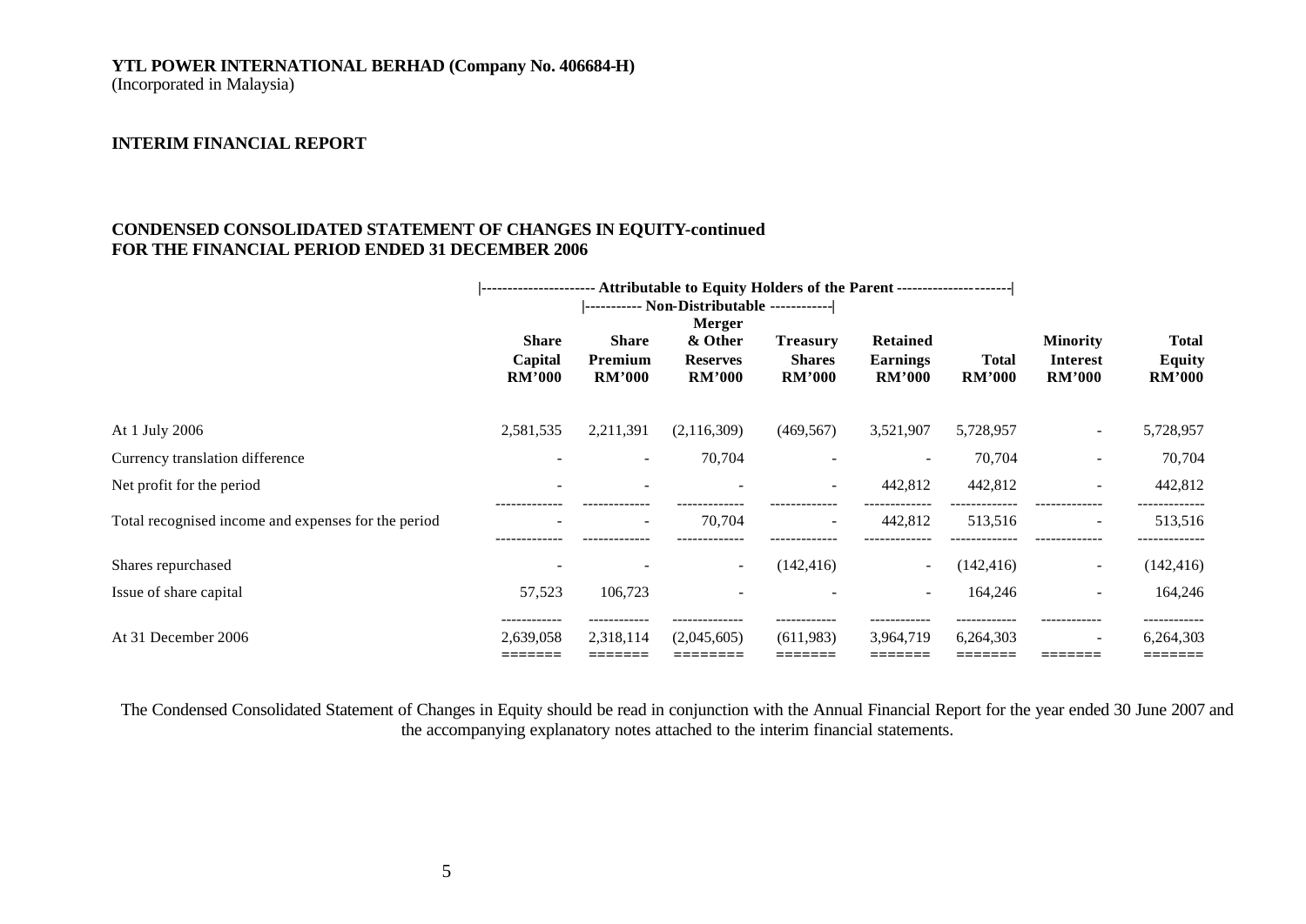**YTL POWER INTERNATIONAL BERHAD (Company No. 406684-H)**
(Incorporated in Malaysia)

**INTERIM FINANCIAL REPORT**

**CONDENSED CONSOLIDATED STATEMENT OF CHANGES IN EQUITY-continued**
**FOR THE FINANCIAL PERIOD ENDED 31 DECEMBER 2006**

| | Attributable to Equity Holders of the Parent | | | | | | | |
|---|---|---|---|---|---|---|---|---|
| | | Non-Distributable | | | | | | |
| | Share Capital RM'000 | Share Premium RM'000 | Merger & Other Reserves RM'000 | Treasury Shares RM'000 | Retained Earnings RM'000 | Total RM'000 | Minority Interest RM'000 | Total Equity RM'000 |
| At 1 July 2006 | 2,581,535 | 2,211,391 | (2,116,309) | (469,567) | 3,521,907 | 5,728,957 | - | 5,728,957 |
| Currency translation difference | - | - | 70,704 | - | - | 70,704 | - | 70,704 |
| Net profit for the period | - | - | - | - | 442,812 | 442,812 | - | 442,812 |
| Total recognised income and expenses for the period | - | - | 70,704 | - | 442,812 | 513,516 | - | 513,516 |
| Shares repurchased | - | - | - | (142,416) | - | (142,416) | - | (142,416) |
| Issue of share capital | 57,523 | 106,723 | - | - | - | 164,246 | - | 164,246 |
| At 31 December 2006 | 2,639,058 | 2,318,114 | (2,045,605) | (611,983) | 3,964,719 | 6,264,303 | - | 6,264,303 |

The Condensed Consolidated Statement of Changes in Equity should be read in conjunction with the Annual Financial Report for the year ended 30 June 2007 and the accompanying explanatory notes attached to the interim financial statements.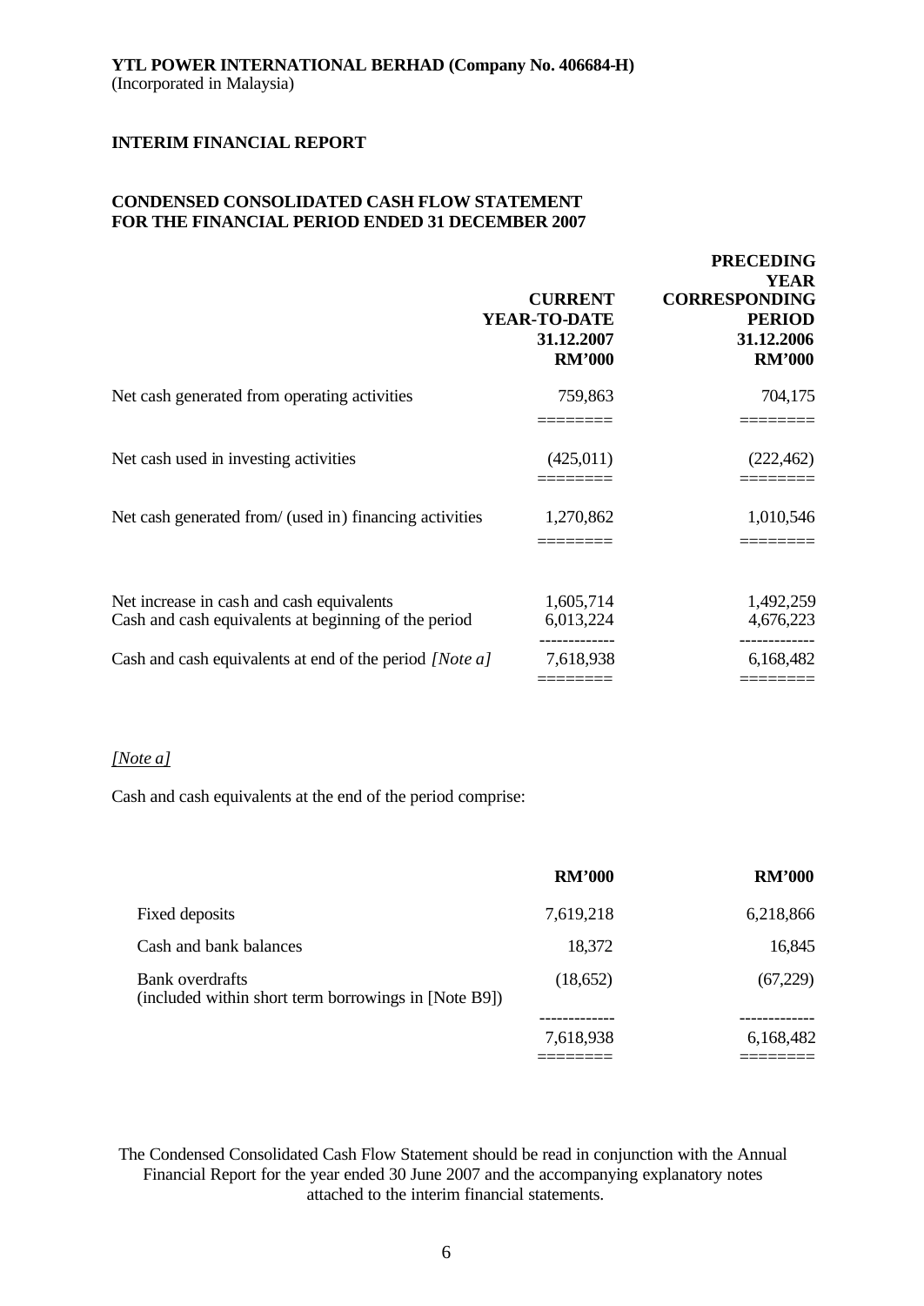**YTL POWER INTERNATIONAL BERHAD (Company No. 406684-H)**
(Incorporated in Malaysia)

## INTERIM FINANCIAL REPORT

### CONDENSED CONSOLIDATED CASH FLOW STATEMENT FOR THE FINANCIAL PERIOD ENDED 31 DECEMBER 2007

| | CURRENT YEAR-TO-DATE 31.12.2007 RM'000 | PRECEDING YEAR CORRESPONDING PERIOD 31.12.2006 RM'000 |
|---|---|---|
| Net cash generated from operating activities | 759,863 | 704,175 |
| Net cash used in investing activities | (425,011) | (222,462) |
| Net cash generated from/ (used in) financing activities | 1,270,862 | 1,010,546 |
| Net increase in cash and cash equivalents | 1,605,714 | 1,492,259 |
| Cash and cash equivalents at beginning of the period | 6,013,224 | 4,676,223 |
| Cash and cash equivalents at end of the period *[Note a]* | 7,618,938 | 6,168,482 |

*[Note a]*

Cash and cash equivalents at the end of the period comprise:

| | RM'000 | RM'000 |
|---|---|---|
| Fixed deposits | 7,619,218 | 6,218,866 |
| Cash and bank balances | 18,372 | 16,845 |
| Bank overdrafts (included within short term borrowings in [Note B9]) | (18,652) | (67,229) |
| | 7,618,938 | 6,168,482 |

The Condensed Consolidated Cash Flow Statement should be read in conjunction with the Annual Financial Report for the year ended 30 June 2007 and the accompanying explanatory notes attached to the interim financial statements.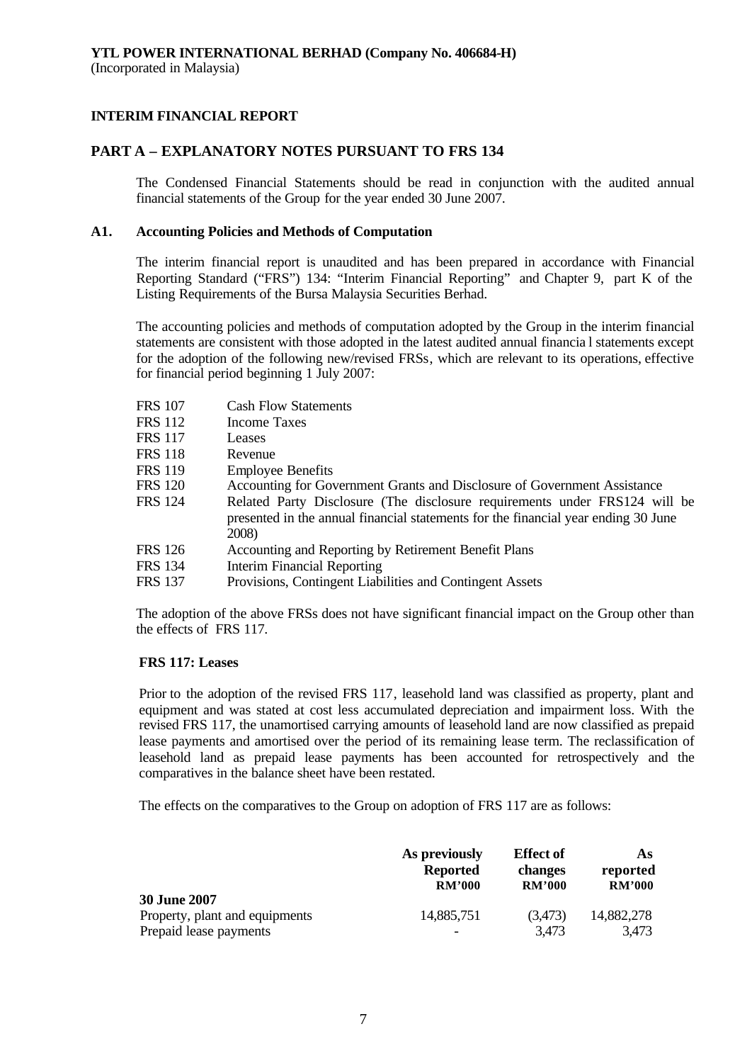**YTL POWER INTERNATIONAL BERHAD (Company No. 406684-H)**
(Incorporated in Malaysia)

**INTERIM FINANCIAL REPORT**

## PART A – EXPLANATORY NOTES PURSUANT TO FRS 134

The Condensed Financial Statements should be read in conjunction with the audited annual financial statements of the Group for the year ended 30 June 2007.

### A1. Accounting Policies and Methods of Computation

The interim financial report is unaudited and has been prepared in accordance with Financial Reporting Standard ("FRS") 134: "Interim Financial Reporting" and Chapter 9, part K of the Listing Requirements of the Bursa Malaysia Securities Berhad.

The accounting policies and methods of computation adopted by the Group in the interim financial statements are consistent with those adopted in the latest audited annual financial statements except for the adoption of the following new/revised FRSs, which are relevant to its operations, effective for financial period beginning 1 July 2007:

| | |
|---|---|
| FRS 107 | Cash Flow Statements |
| FRS 112 | Income Taxes |
| FRS 117 | Leases |
| FRS 118 | Revenue |
| FRS 119 | Employee Benefits |
| FRS 120 | Accounting for Government Grants and Disclosure of Government Assistance |
| FRS 124 | Related Party Disclosure (The disclosure requirements under FRS124 will be presented in the annual financial statements for the financial year ending 30 June 2008) |
| FRS 126 | Accounting and Reporting by Retirement Benefit Plans |
| FRS 134 | Interim Financial Reporting |
| FRS 137 | Provisions, Contingent Liabilities and Contingent Assets |

The adoption of the above FRSs does not have significant financial impact on the Group other than the effects of FRS 117.

**FRS 117: Leases**

Prior to the adoption of the revised FRS 117, leasehold land was classified as property, plant and equipment and was stated at cost less accumulated depreciation and impairment loss. With the revised FRS 117, the unamortised carrying amounts of leasehold land are now classified as prepaid lease payments and amortised over the period of its remaining lease term. The reclassification of leasehold land as prepaid lease payments has been accounted for retrospectively and the comparatives in the balance sheet have been restated.

The effects on the comparatives to the Group on adoption of FRS 117 are as follows:

| | As previously Reported RM'000 | Effect of changes RM'000 | As reported RM'000 |
|---|---|---|---|
| **30 June 2007** | | | |
| Property, plant and equipments | 14,885,751 | (3,473) | 14,882,278 |
| Prepaid lease payments | - | 3,473 | 3,473 |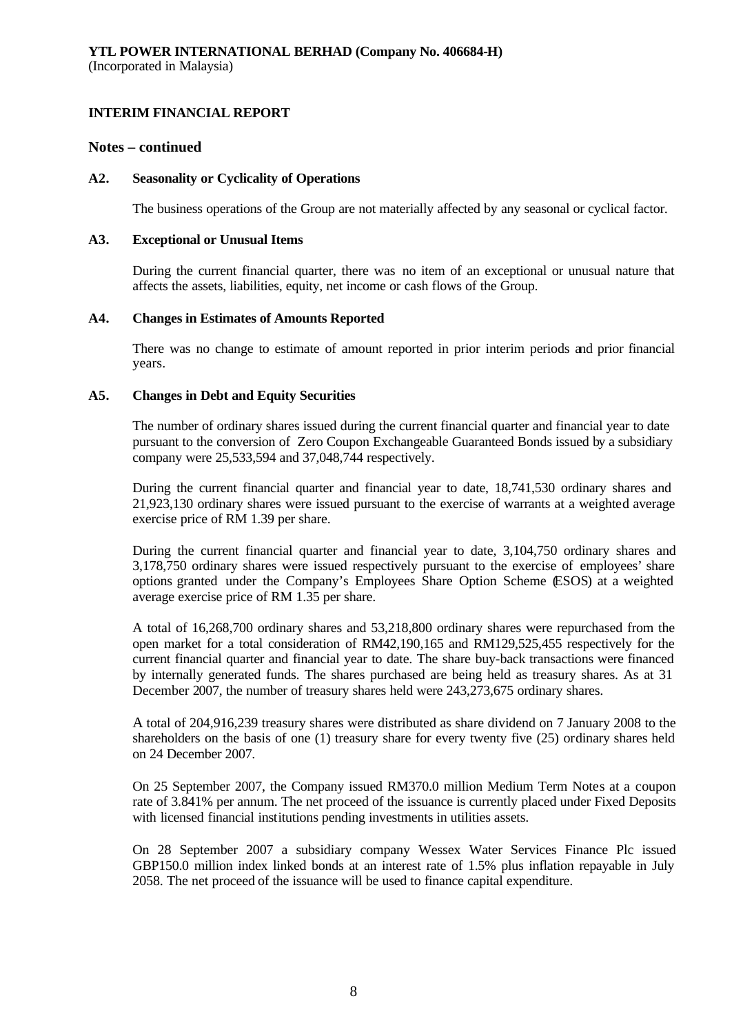**YTL POWER INTERNATIONAL BERHAD (Company No. 406684-H)**
(Incorporated in Malaysia)

**INTERIM FINANCIAL REPORT**

**Notes – continued**

**A2. Seasonality or Cyclicality of Operations**

The business operations of the Group are not materially affected by any seasonal or cyclical factor.

**A3. Exceptional or Unusual Items**

During the current financial quarter, there was no item of an exceptional or unusual nature that affects the assets, liabilities, equity, net income or cash flows of the Group.

**A4. Changes in Estimates of Amounts Reported**

There was no change to estimate of amount reported in prior interim periods and prior financial years.

**A5. Changes in Debt and Equity Securities**

The number of ordinary shares issued during the current financial quarter and financial year to date pursuant to the conversion of Zero Coupon Exchangeable Guaranteed Bonds issued by a subsidiary company were 25,533,594 and 37,048,744 respectively.

During the current financial quarter and financial year to date, 18,741,530 ordinary shares and 21,923,130 ordinary shares were issued pursuant to the exercise of warrants at a weighted average exercise price of RM 1.39 per share.

During the current financial quarter and financial year to date, 3,104,750 ordinary shares and 3,178,750 ordinary shares were issued respectively pursuant to the exercise of employees' share options granted under the Company's Employees Share Option Scheme (ESOS) at a weighted average exercise price of RM 1.35 per share.

A total of 16,268,700 ordinary shares and 53,218,800 ordinary shares were repurchased from the open market for a total consideration of RM42,190,165 and RM129,525,455 respectively for the current financial quarter and financial year to date. The share buy-back transactions were financed by internally generated funds. The shares purchased are being held as treasury shares. As at 31 December 2007, the number of treasury shares held were 243,273,675 ordinary shares.

A total of 204,916,239 treasury shares were distributed as share dividend on 7 January 2008 to the shareholders on the basis of one (1) treasury share for every twenty five (25) ordinary shares held on 24 December 2007.

On 25 September 2007, the Company issued RM370.0 million Medium Term Notes at a coupon rate of 3.841% per annum. The net proceed of the issuance is currently placed under Fixed Deposits with licensed financial institutions pending investments in utilities assets.

On 28 September 2007 a subsidiary company Wessex Water Services Finance Plc issued GBP150.0 million index linked bonds at an interest rate of 1.5% plus inflation repayable in July 2058. The net proceed of the issuance will be used to finance capital expenditure.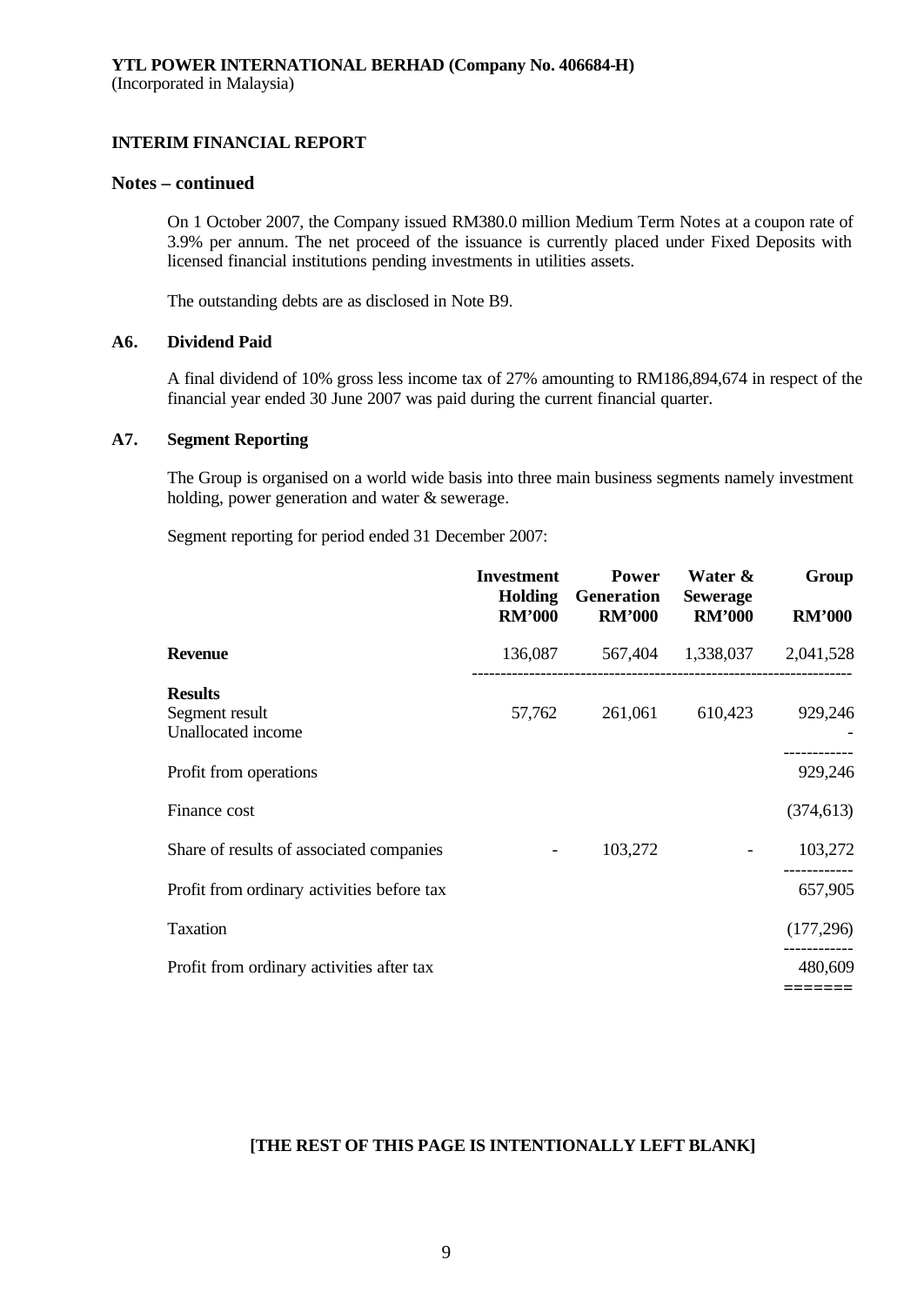**YTL POWER INTERNATIONAL BERHAD (Company No. 406684-H)**
(Incorporated in Malaysia)

**INTERIM FINANCIAL REPORT**

**Notes – continued**

On 1 October 2007, the Company issued RM380.0 million Medium Term Notes at a coupon rate of 3.9% per annum. The net proceed of the issuance is currently placed under Fixed Deposits with licensed financial institutions pending investments in utilities assets.

The outstanding debts are as disclosed in Note B9.

### A6. Dividend Paid

A final dividend of 10% gross less income tax of 27% amounting to RM186,894,674 in respect of the financial year ended 30 June 2007 was paid during the current financial quarter.

### A7. Segment Reporting

The Group is organised on a world wide basis into three main business segments namely investment holding, power generation and water & sewerage.

Segment reporting for period ended 31 December 2007:

| | Investment Holding RM'000 | Power Generation RM'000 | Water & Sewerage RM'000 | Group RM'000 |
|---|---|---|---|---|
| **Revenue** | 136,087 | 567,404 | 1,338,037 | 2,041,528 |
| **Results** | | | | |
| Segment result | 57,762 | 261,061 | 610,423 | 929,246 |
| Unallocated income | | | | - |
| Profit from operations | | | | 929,246 |
| Finance cost | | | | (374,613) |
| Share of results of associated companies | - | 103,272 | - | 103,272 |
| Profit from ordinary activities before tax | | | | 657,905 |
| Taxation | | | | (177,296) |
| Profit from ordinary activities after tax | | | | 480,609 |

**[THE REST OF THIS PAGE IS INTENTIONALLY LEFT BLANK]**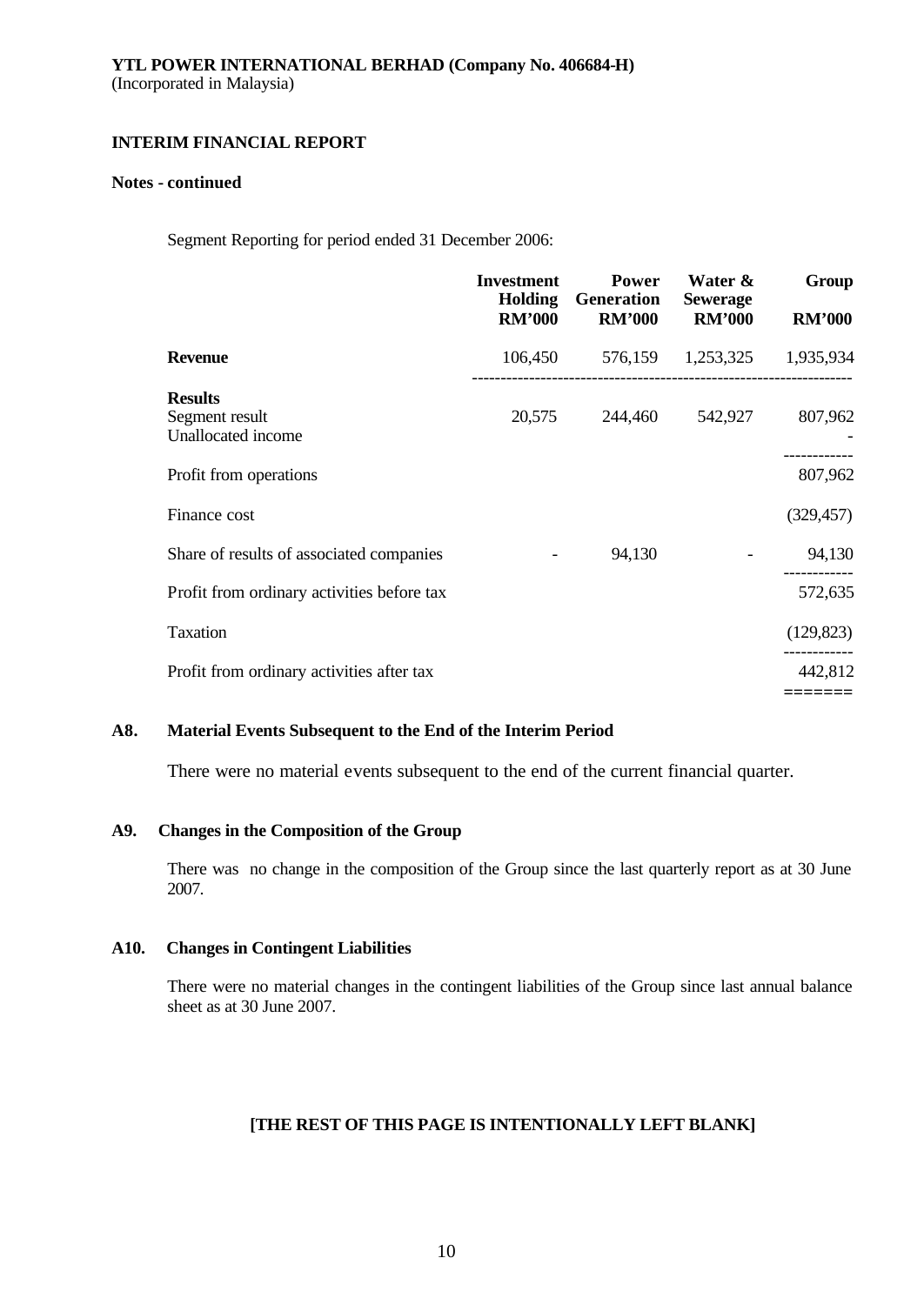**YTL POWER INTERNATIONAL BERHAD (Company No. 406684-H)**
(Incorporated in Malaysia)

**INTERIM FINANCIAL REPORT**

**Notes - continued**

Segment Reporting for period ended 31 December 2006:

| | Investment Holding RM'000 | Power Generation RM'000 | Water & Sewerage RM'000 | Group RM'000 |
|---|---|---|---|---|
| **Revenue** | 106,450 | 576,159 | 1,253,325 | 1,935,934 |
| **Results** | | | | |
| Segment result | 20,575 | 244,460 | 542,927 | 807,962 |
| Unallocated income | | | | - |
| Profit from operations | | | | 807,962 |
| Finance cost | | | | (329,457) |
| Share of results of associated companies | - | 94,130 | - | 94,130 |
| Profit from ordinary activities before tax | | | | 572,635 |
| Taxation | | | | (129,823) |
| Profit from ordinary activities after tax | | | | 442,812 |

## A8. Material Events Subsequent to the End of the Interim Period

There were no material events subsequent to the end of the current financial quarter.

## A9. Changes in the Composition of the Group

There was no change in the composition of the Group since the last quarterly report as at 30 June 2007.

## A10. Changes in Contingent Liabilities

There were no material changes in the contingent liabilities of the Group since last annual balance sheet as at 30 June 2007.

**[THE REST OF THIS PAGE IS INTENTIONALLY LEFT BLANK]**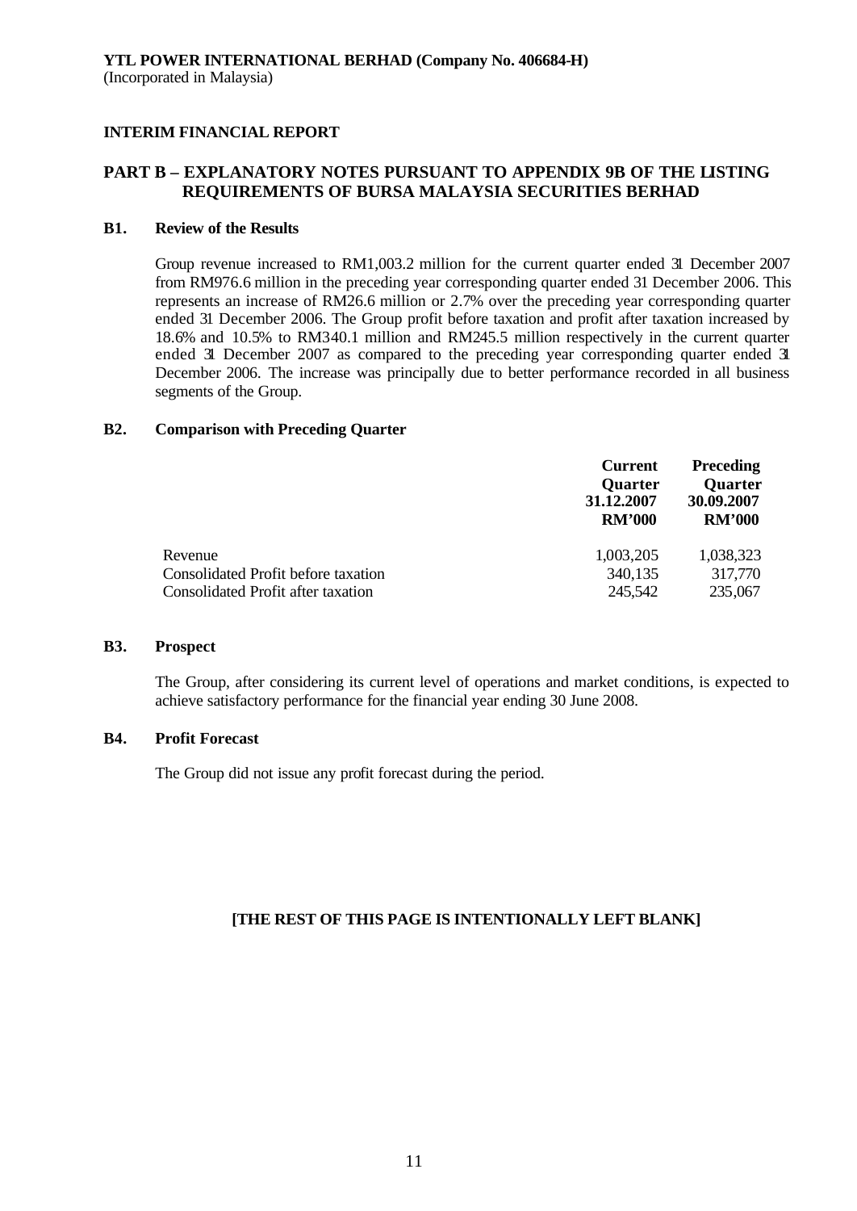**YTL POWER INTERNATIONAL BERHAD (Company No. 406684-H)**
(Incorporated in Malaysia)

**INTERIM FINANCIAL REPORT**

## PART B – EXPLANATORY NOTES PURSUANT TO APPENDIX 9B OF THE LISTING REQUIREMENTS OF BURSA MALAYSIA SECURITIES BERHAD

### B1. Review of the Results

Group revenue increased to RM1,003.2 million for the current quarter ended 31 December 2007 from RM976.6 million in the preceding year corresponding quarter ended 31 December 2006. This represents an increase of RM26.6 million or 2.7% over the preceding year corresponding quarter ended 31 December 2006. The Group profit before taxation and profit after taxation increased by 18.6% and 10.5% to RM340.1 million and RM245.5 million respectively in the current quarter ended 31 December 2007 as compared to the preceding year corresponding quarter ended 31 December 2006. The increase was principally due to better performance recorded in all business segments of the Group.

### B2. Comparison with Preceding Quarter

| | Current Quarter 31.12.2007 RM'000 | Preceding Quarter 30.09.2007 RM'000 |
|---|---|---|
| Revenue | 1,003,205 | 1,038,323 |
| Consolidated Profit before taxation | 340,135 | 317,770 |
| Consolidated Profit after taxation | 245,542 | 235,067 |

### B3. Prospect

The Group, after considering its current level of operations and market conditions, is expected to achieve satisfactory performance for the financial year ending 30 June 2008.

### B4. Profit Forecast

The Group did not issue any profit forecast during the period.

**[THE REST OF THIS PAGE IS INTENTIONALLY LEFT BLANK]**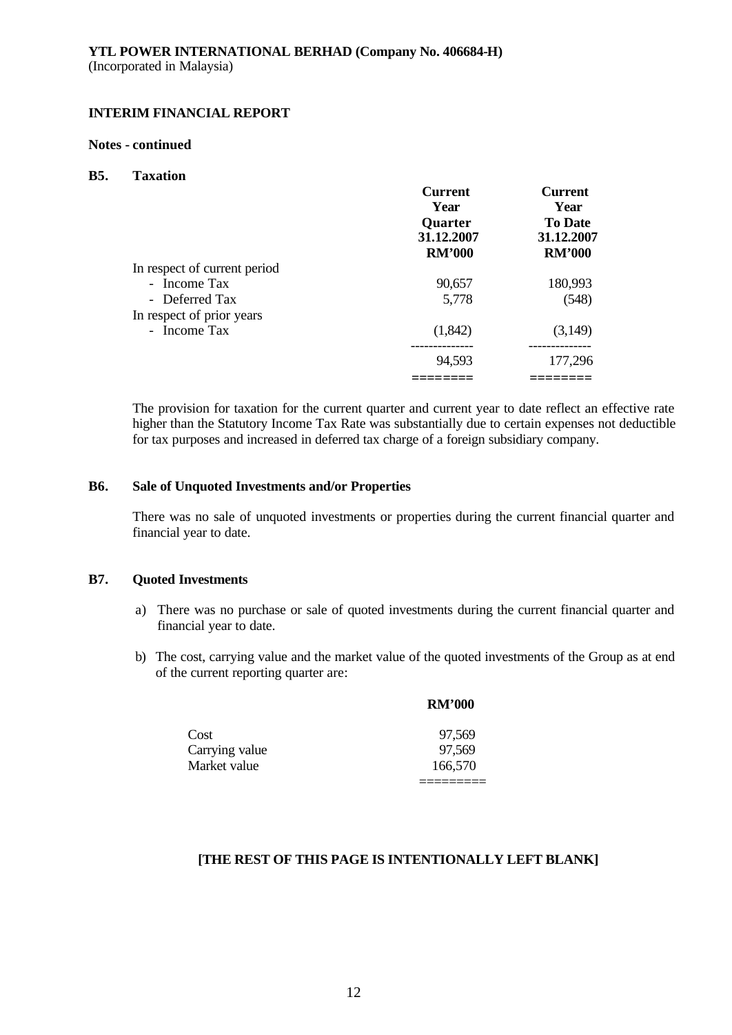**YTL POWER INTERNATIONAL BERHAD (Company No. 406684-H)**
(Incorporated in Malaysia)

**INTERIM FINANCIAL REPORT**

**Notes - continued**

**B5. Taxation**

| | Current Year Quarter 31.12.2007 RM'000 | Current Year To Date 31.12.2007 RM'000 |
|---|---|---|
| In respect of current period | | |
| - Income Tax | 90,657 | 180,993 |
| - Deferred Tax | 5,778 | (548) |
| In respect of prior years | | |
| - Income Tax | (1,842) | (3,149) |
| | 94,593 | 177,296 |

The provision for taxation for the current quarter and current year to date reflect an effective rate higher than the Statutory Income Tax Rate was substantially due to certain expenses not deductible for tax purposes and increased in deferred tax charge of a foreign subsidiary company.

**B6. Sale of Unquoted Investments and/or Properties**

There was no sale of unquoted investments or properties during the current financial quarter and financial year to date.

**B7. Quoted Investments**

a) There was no purchase or sale of quoted investments during the current financial quarter and financial year to date.

b) The cost, carrying value and the market value of the quoted investments of the Group as at end of the current reporting quarter are:

| | RM'000 |
|---|---|
| Cost | 97,569 |
| Carrying value | 97,569 |
| Market value | 166,570 |

**[THE REST OF THIS PAGE IS INTENTIONALLY LEFT BLANK]**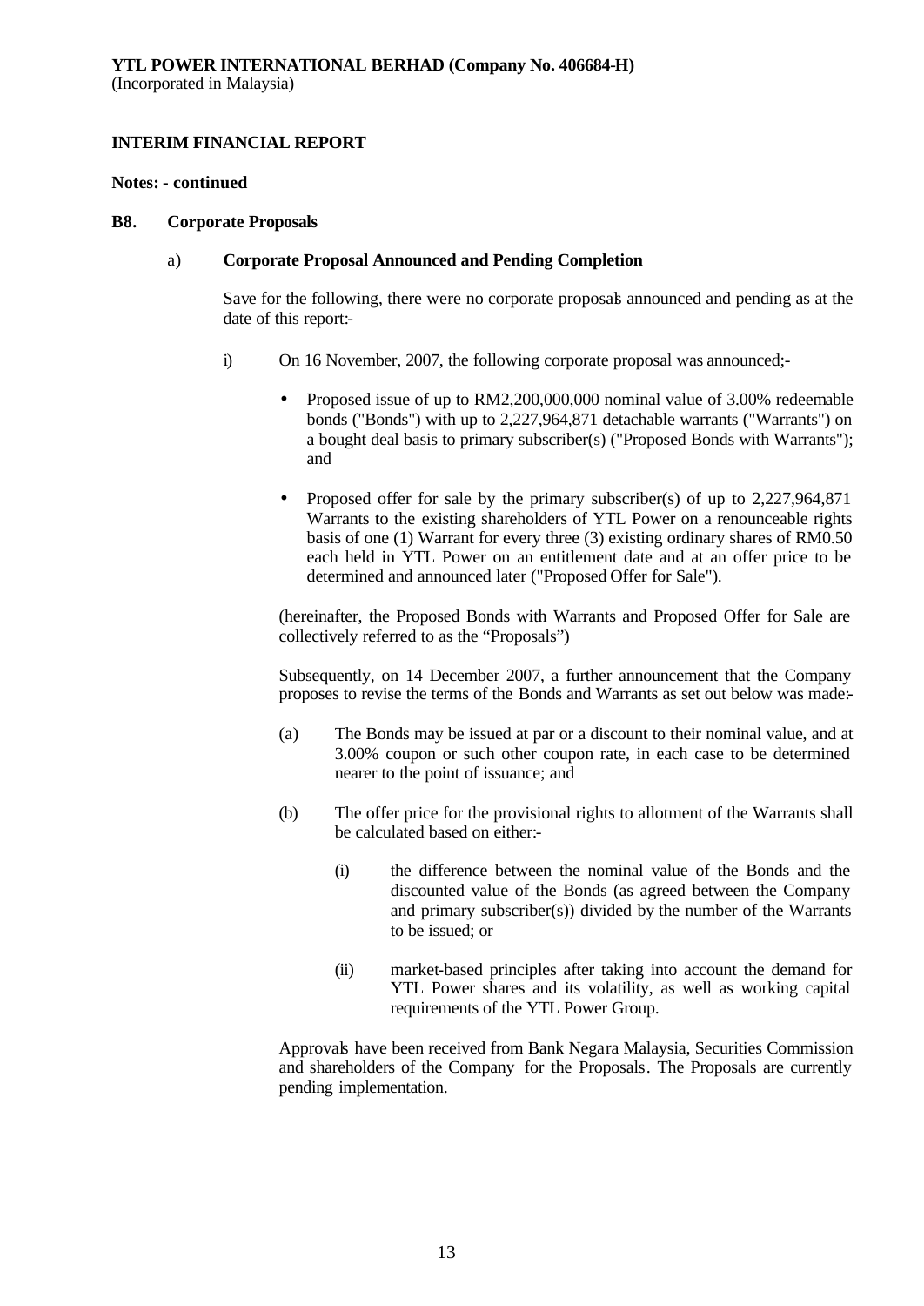**YTL POWER INTERNATIONAL BERHAD (Company No. 406684-H)**
(Incorporated in Malaysia)

**INTERIM FINANCIAL REPORT**

**Notes: - continued**

**B8. Corporate Proposals**

a) **Corporate Proposal Announced and Pending Completion**

Save for the following, there were no corporate proposals announced and pending as at the date of this report:-

i) On 16 November, 2007, the following corporate proposal was announced;-

- Proposed issue of up to RM2,200,000,000 nominal value of 3.00% redeemable bonds ("Bonds") with up to 2,227,964,871 detachable warrants ("Warrants") on a bought deal basis to primary subscriber(s) ("Proposed Bonds with Warrants"); and

- Proposed offer for sale by the primary subscriber(s) of up to 2,227,964,871 Warrants to the existing shareholders of YTL Power on a renounceable rights basis of one (1) Warrant for every three (3) existing ordinary shares of RM0.50 each held in YTL Power on an entitlement date and at an offer price to be determined and announced later ("Proposed Offer for Sale").

(hereinafter, the Proposed Bonds with Warrants and Proposed Offer for Sale are collectively referred to as the "Proposals")

Subsequently, on 14 December 2007, a further announcement that the Company proposes to revise the terms of the Bonds and Warrants as set out below was made:-

(a) The Bonds may be issued at par or a discount to their nominal value, and at 3.00% coupon or such other coupon rate, in each case to be determined nearer to the point of issuance; and

(b) The offer price for the provisional rights to allotment of the Warrants shall be calculated based on either:-

(i) the difference between the nominal value of the Bonds and the discounted value of the Bonds (as agreed between the Company and primary subscriber(s)) divided by the number of the Warrants to be issued; or

(ii) market-based principles after taking into account the demand for YTL Power shares and its volatility, as well as working capital requirements of the YTL Power Group.

Approvals have been received from Bank Negara Malaysia, Securities Commission and shareholders of the Company for the Proposals. The Proposals are currently pending implementation.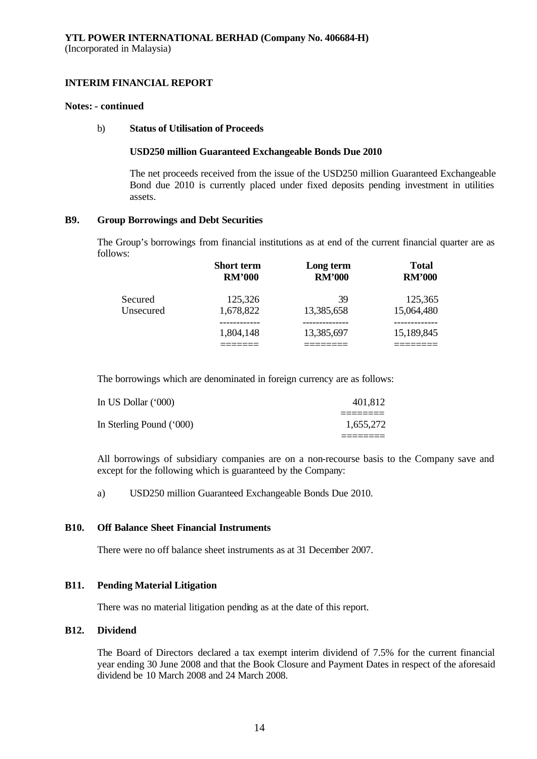**YTL POWER INTERNATIONAL BERHAD (Company No. 406684-H)**
(Incorporated in Malaysia)

**INTERIM FINANCIAL REPORT**

**Notes: - continued**

b) **Status of Utilisation of Proceeds**

**USD250 million Guaranteed Exchangeable Bonds Due 2010**

The net proceeds received from the issue of the USD250 million Guaranteed Exchangeable Bond due 2010 is currently placed under fixed deposits pending investment in utilities assets.

**B9. Group Borrowings and Debt Securities**

The Group's borrowings from financial institutions as at end of the current financial quarter are as follows:

| | Short term RM'000 | Long term RM'000 | Total RM'000 |
|---|---|---|---|
| Secured | 125,326 | 39 | 125,365 |
| Unsecured | 1,678,822 | 13,385,658 | 15,064,480 |
| | 1,804,148 | 13,385,697 | 15,189,845 |

The borrowings which are denominated in foreign currency are as follows:

| | |
|---|---|
| In US Dollar ('000) | 401,812 |
| In Sterling Pound ('000) | 1,655,272 |

All borrowings of subsidiary companies are on a non-recourse basis to the Company save and except for the following which is guaranteed by the Company:

a) USD250 million Guaranteed Exchangeable Bonds Due 2010.

**B10. Off Balance Sheet Financial Instruments**

There were no off balance sheet instruments as at 31 December 2007.

**B11. Pending Material Litigation**

There was no material litigation pending as at the date of this report.

**B12. Dividend**

The Board of Directors declared a tax exempt interim dividend of 7.5% for the current financial year ending 30 June 2008 and that the Book Closure and Payment Dates in respect of the aforesaid dividend be 10 March 2008 and 24 March 2008.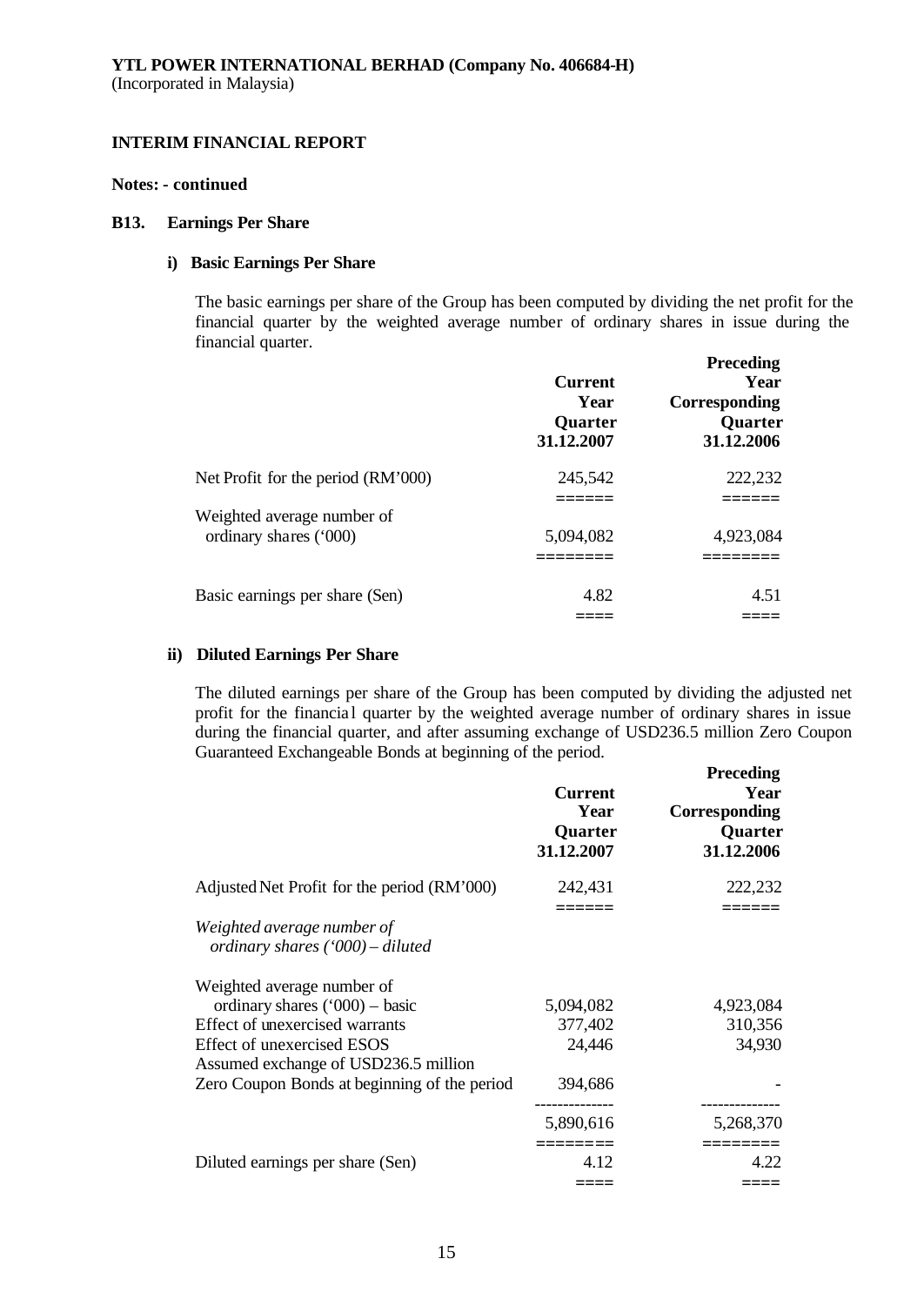**YTL POWER INTERNATIONAL BERHAD (Company No. 406684-H)**
(Incorporated in Malaysia)

**INTERIM FINANCIAL REPORT**

**Notes: - continued**

**B13. Earnings Per Share**

**i) Basic Earnings Per Share**

The basic earnings per share of the Group has been computed by dividing the net profit for the financial quarter by the weighted average number of ordinary shares in issue during the financial quarter.

| | Current Year Quarter 31.12.2007 | Preceding Year Corresponding Quarter 31.12.2006 |
|---|---|---|
| Net Profit for the period (RM'000) | 245,542 | 222,232 |
| Weighted average number of ordinary shares ('000) | 5,094,082 | 4,923,084 |
| Basic earnings per share (Sen) | 4.82 | 4.51 |

**ii) Diluted Earnings Per Share**

The diluted earnings per share of the Group has been computed by dividing the adjusted net profit for the financial quarter by the weighted average number of ordinary shares in issue during the financial quarter, and after assuming exchange of USD236.5 million Zero Coupon Guaranteed Exchangeable Bonds at beginning of the period.

| | Current Year Quarter 31.12.2007 | Preceding Year Corresponding Quarter 31.12.2006 |
|---|---|---|
| Adjusted Net Profit for the period (RM'000) | 242,431 | 222,232 |
| *Weighted average number of ordinary shares ('000) – diluted* | | |
| Weighted average number of ordinary shares ('000) – basic | 5,094,082 | 4,923,084 |
| Effect of unexercised warrants | 377,402 | 310,356 |
| Effect of unexercised ESOS | 24,446 | 34,930 |
| Assumed exchange of USD236.5 million Zero Coupon Bonds at beginning of the period | 394,686 | - |
| | 5,890,616 | 5,268,370 |
| Diluted earnings per share (Sen) | 4.12 | 4.22 |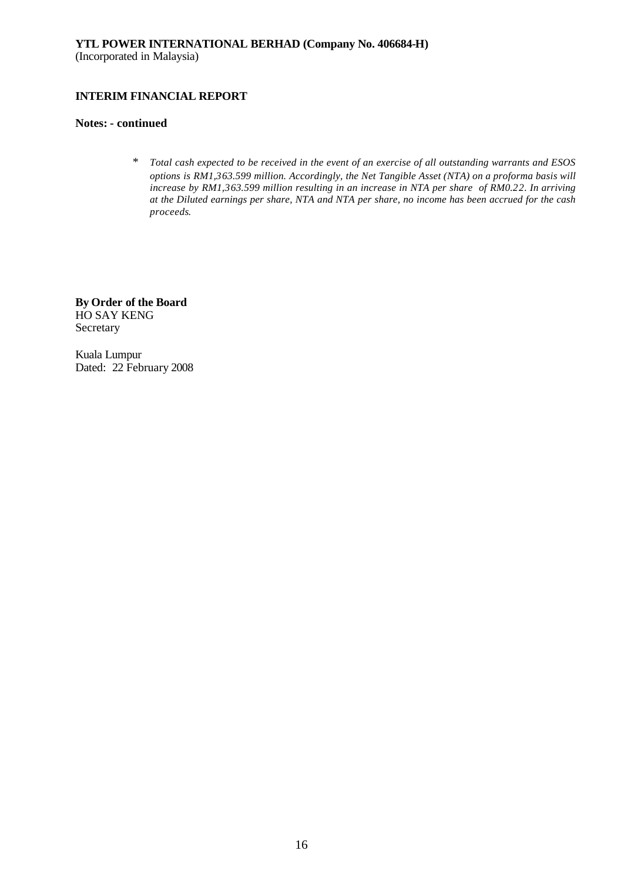**YTL POWER INTERNATIONAL BERHAD (Company No. 406684-H)**
(Incorporated in Malaysia)

**INTERIM FINANCIAL REPORT**

**Notes: - continued**

\* *Total cash expected to be received in the event of an exercise of all outstanding warrants and ESOS options is RM1,363.599 million. Accordingly, the Net Tangible Asset (NTA) on a proforma basis will increase by RM1,363.599 million resulting in an increase in NTA per share of RM0.22. In arriving at the Diluted earnings per share, NTA and NTA per share, no income has been accrued for the cash proceeds.*

**By Order of the Board**
HO SAY KENG
Secretary

Kuala Lumpur
Dated: 22 February 2008